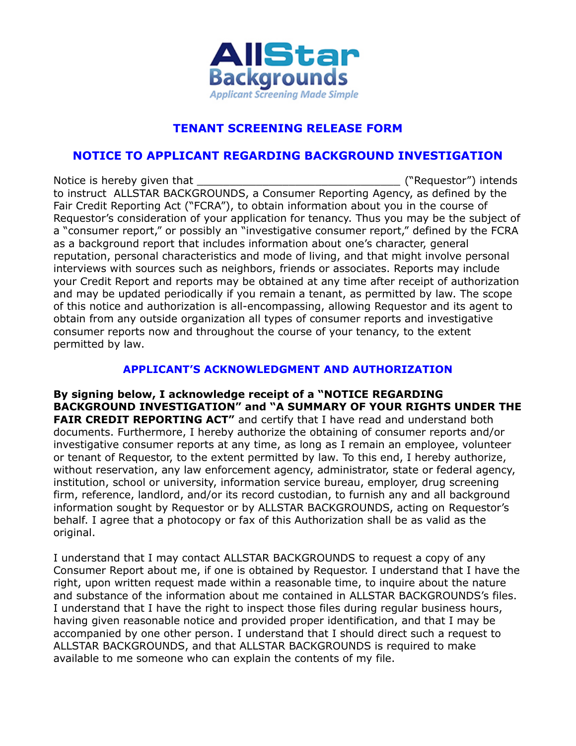AllStar Backgrounds

*Applicant Screening Made Simple*

## TENANT SCREENING RELEASE FORM

## NOTICE TO APPLICANT REGARDING BACKGROUND INVESTIGATION

Notice is hereby given that ______________________________ ("Requestor") intends to instruct ALLSTAR BACKGROUNDS, a Consumer Reporting Agency, as defined by the Fair Credit Reporting Act ("FCRA"), to obtain information about you in the course of Requestor's consideration of your application for tenancy. Thus you may be the subject of a "consumer report," or possibly an "investigative consumer report," defined by the FCRA as a background report that includes information about one's character, general reputation, personal characteristics and mode of living, and that might involve personal interviews with sources such as neighbors, friends or associates. Reports may include your Credit Report and reports may be obtained at any time after receipt of authorization and may be updated periodically if you remain a tenant, as permitted by law. The scope of this notice and authorization is all-encompassing, allowing Requestor and its agent to obtain from any outside organization all types of consumer reports and investigative consumer reports now and throughout the course of your tenancy, to the extent permitted by law.

### APPLICANT'S ACKNOWLEDGMENT AND AUTHORIZATION

**By signing below, I acknowledge receipt of a "NOTICE REGARDING BACKGROUND INVESTIGATION" and "A SUMMARY OF YOUR RIGHTS UNDER THE FAIR CREDIT REPORTING ACT"** and certify that I have read and understand both documents. Furthermore, I hereby authorize the obtaining of consumer reports and/or investigative consumer reports at any time, as long as I remain an employee, volunteer or tenant of Requestor, to the extent permitted by law. To this end, I hereby authorize, without reservation, any law enforcement agency, administrator, state or federal agency, institution, school or university, information service bureau, employer, drug screening firm, reference, landlord, and/or its record custodian, to furnish any and all background information sought by Requestor or by ALLSTAR BACKGROUNDS, acting on Requestor's behalf. I agree that a photocopy or fax of this Authorization shall be as valid as the original.

I understand that I may contact ALLSTAR BACKGROUNDS to request a copy of any Consumer Report about me, if one is obtained by Requestor. I understand that I have the right, upon written request made within a reasonable time, to inquire about the nature and substance of the information about me contained in ALLSTAR BACKGROUNDS's files. I understand that I have the right to inspect those files during regular business hours, having given reasonable notice and provided proper identification, and that I may be accompanied by one other person. I understand that I should direct such a request to ALLSTAR BACKGROUNDS, and that ALLSTAR BACKGROUNDS is required to make available to me someone who can explain the contents of my file.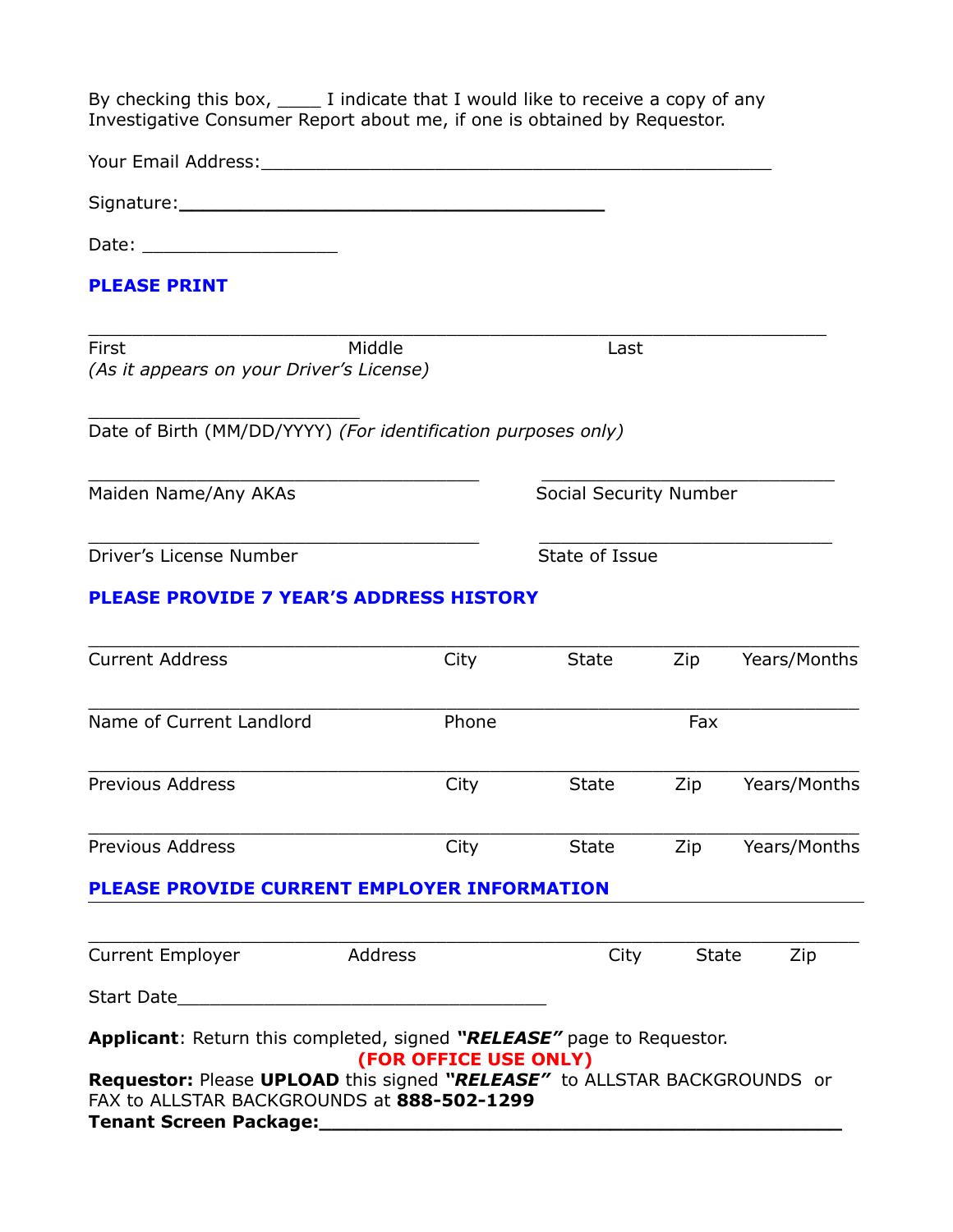By checking this box, ____ I indicate that I would like to receive a copy of any Investigative Consumer Report about me, if one is obtained by Requestor.

Your Email Address:_______________________________________________

Signature:________________________________________

Date: ___________________

**PLEASE PRINT**

______________________________________________________________________

First                    Middle                    Last

*(As it appears on your Driver's License)*

__________________________

Date of Birth (MM/DD/YYYY) *(For identification purposes only)*

_____________________________________     ____________________________

Maiden Name/Any AKAs     Social Security Number

_____________________________________     ____________________________

Driver's License Number     State of Issue

**PLEASE PROVIDE 7 YEAR'S ADDRESS HISTORY**

________________________________________________________________________

Current Address     City     State     Zip     Years/Months

________________________________________________________________________

Name of Current Landlord     Phone     Fax

________________________________________________________________________

Previous Address     City     State     Zip     Years/Months

________________________________________________________________________

Previous Address     City     State     Zip     Years/Months

**PLEASE PROVIDE CURRENT EMPLOYER INFORMATION**

________________________________________________________________________

Current Employer     Address     City     State     Zip

Start Date___________________________________

**Applicant**: Return this completed, signed ***"RELEASE"*** page to Requestor.

**(FOR OFFICE USE ONLY)**

**Requestor:** Please **UPLOAD** this signed ***"RELEASE"*** to ALLSTAR BACKGROUNDS or FAX to ALLSTAR BACKGROUNDS at **888-502-1299**

**Tenant Screen Package:_______________________________________________**